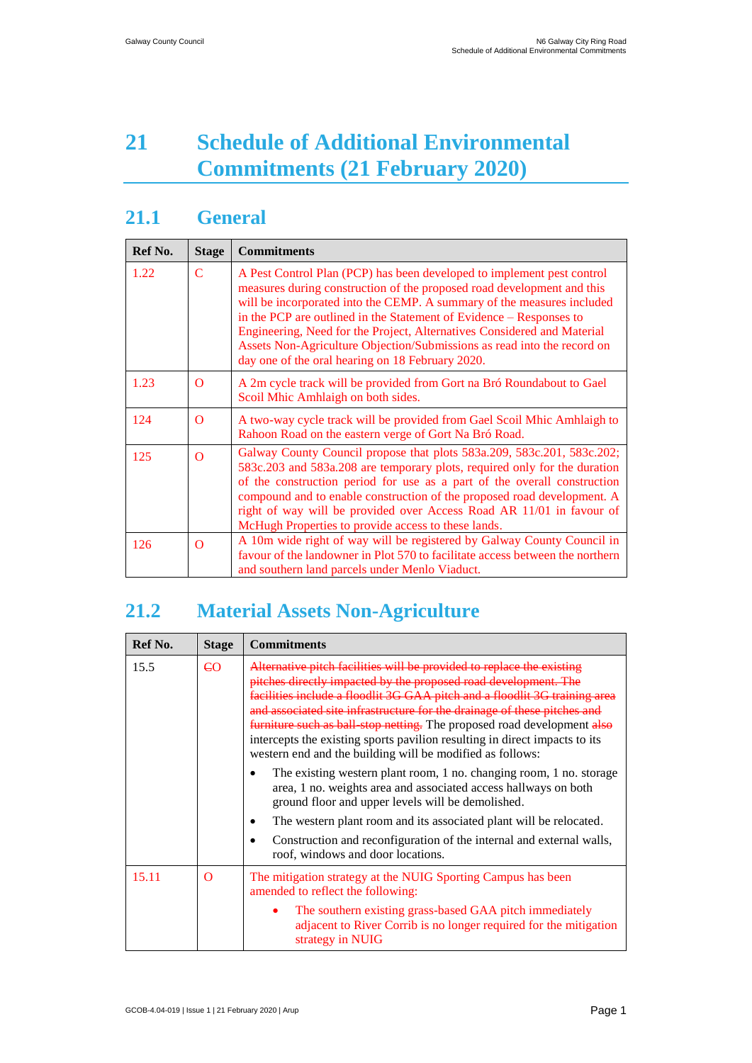# 21 Schedule of Additional Environmental Commitments (21 February 2020)

## 21.1 General

| Ref No. | Stage | Commitments |
|---|---|---|
| 1.22 | C | A Pest Control Plan (PCP) has been developed to implement pest control measures during construction of the proposed road development and this will be incorporated into the CEMP. A summary of the measures included in the PCP are outlined in the Statement of Evidence – Responses to Engineering, Need for the Project, Alternatives Considered and Material Assets Non-Agriculture Objection/Submissions as read into the record on day one of the oral hearing on 18 February 2020. |
| 1.23 | O | A 2m cycle track will be provided from Gort na Bró Roundabout to Gael Scoil Mhic Amhlaigh on both sides. |
| 124 | O | A two-way cycle track will be provided from Gael Scoil Mhic Amhlaigh to Rahoon Road on the eastern verge of Gort Na Bró Road. |
| 125 | O | Galway County Council propose that plots 583a.209, 583c.201, 583c.202; 583c.203 and 583a.208 are temporary plots, required only for the duration of the construction period for use as a part of the overall construction compound and to enable construction of the proposed road development. A right of way will be provided over Access Road AR 11/01 in favour of McHugh Properties to provide access to these lands. |
| 126 | O | A 10m wide right of way will be registered by Galway County Council in favour of the landowner in Plot 570 to facilitate access between the northern and southern land parcels under Menlo Viaduct. |

## 21.2 Material Assets Non-Agriculture

| Ref No. | Stage | Commitments |
|---|---|---|
| 15.5 | ~~C~~O | ~~Alternative pitch facilities will be provided to replace the existing pitches directly impacted by the proposed road development. The facilities include a floodlit 3G GAA pitch and a floodlit 3G training area and associated site infrastructure for the drainage of these pitches and furniture such as ball-stop netting.~~ The proposed road development ~~also~~ intercepts the existing sports pavilion resulting in direct impacts to its western end and the building will be modified as follows:<br>• The existing western plant room, 1 no. changing room, 1 no. storage area, 1 no. weights area and associated access hallways on both ground floor and upper levels will be demolished.<br>• The western plant room and its associated plant will be relocated.<br>• Construction and reconfiguration of the internal and external walls, roof, windows and door locations. |
| 15.11 | O | The mitigation strategy at the NUIG Sporting Campus has been amended to reflect the following:<br>• The southern existing grass-based GAA pitch immediately adjacent to River Corrib is no longer required for the mitigation strategy in NUIG |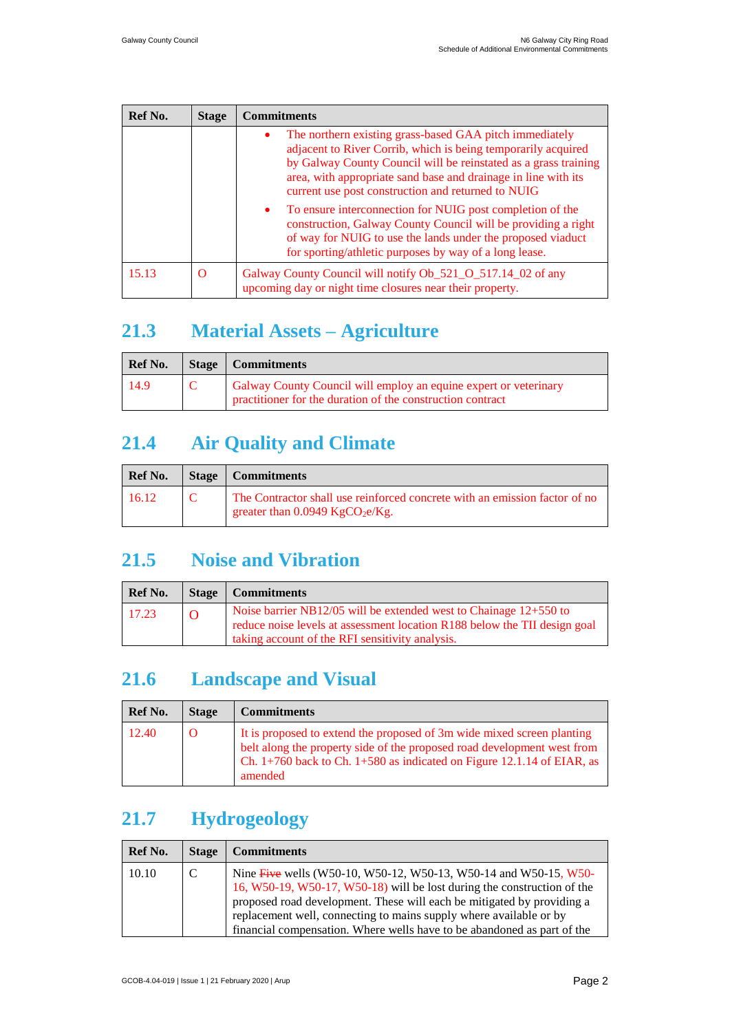| Ref No. | Stage | Commitments |
|---|---|---|
| | | • The northern existing grass-based GAA pitch immediately adjacent to River Corrib, which is being temporarily acquired by Galway County Council will be reinstated as a grass training area, with appropriate sand base and drainage in line with its current use post construction and returned to NUIG<br>• To ensure interconnection for NUIG post completion of the construction, Galway County Council will be providing a right of way for NUIG to use the lands under the proposed viaduct for sporting/athletic purposes by way of a long lease. |
| 15.13 | O | Galway County Council will notify Ob_521_O_517.14_02 of any upcoming day or night time closures near their property. |

## 21.3 Material Assets – Agriculture

| Ref No. | Stage | Commitments |
|---|---|---|
| 14.9 | C | Galway County Council will employ an equine expert or veterinary practitioner for the duration of the construction contract |

## 21.4 Air Quality and Climate

| Ref No. | Stage | Commitments |
|---|---|---|
| 16.12 | C | The Contractor shall use reinforced concrete with an emission factor of no greater than 0.0949 Kg$CO_2$e/Kg. |

## 21.5 Noise and Vibration

| Ref No. | Stage | Commitments |
|---|---|---|
| 17.23 | O | Noise barrier NB12/05 will be extended west to Chainage 12+550 to reduce noise levels at assessment location R188 below the TII design goal taking account of the RFI sensitivity analysis. |

## 21.6 Landscape and Visual

| Ref No. | Stage | Commitments |
|---|---|---|
| 12.40 | O | It is proposed to extend the proposed of 3m wide mixed screen planting belt along the property side of the proposed road development west from Ch. 1+760 back to Ch. 1+580 as indicated on Figure 12.1.14 of EIAR, as amended |

## 21.7 Hydrogeology

| Ref No. | Stage | Commitments |
|---|---|---|
| 10.10 | C | Nine ~~Five~~ wells (W50-10, W50-12, W50-13, W50-14 and W50-15, W50-16, W50-19, W50-17, W50-18) will be lost during the construction of the proposed road development. These will each be mitigated by providing a replacement well, connecting to mains supply where available or by financial compensation. Where wells have to be abandoned as part of the |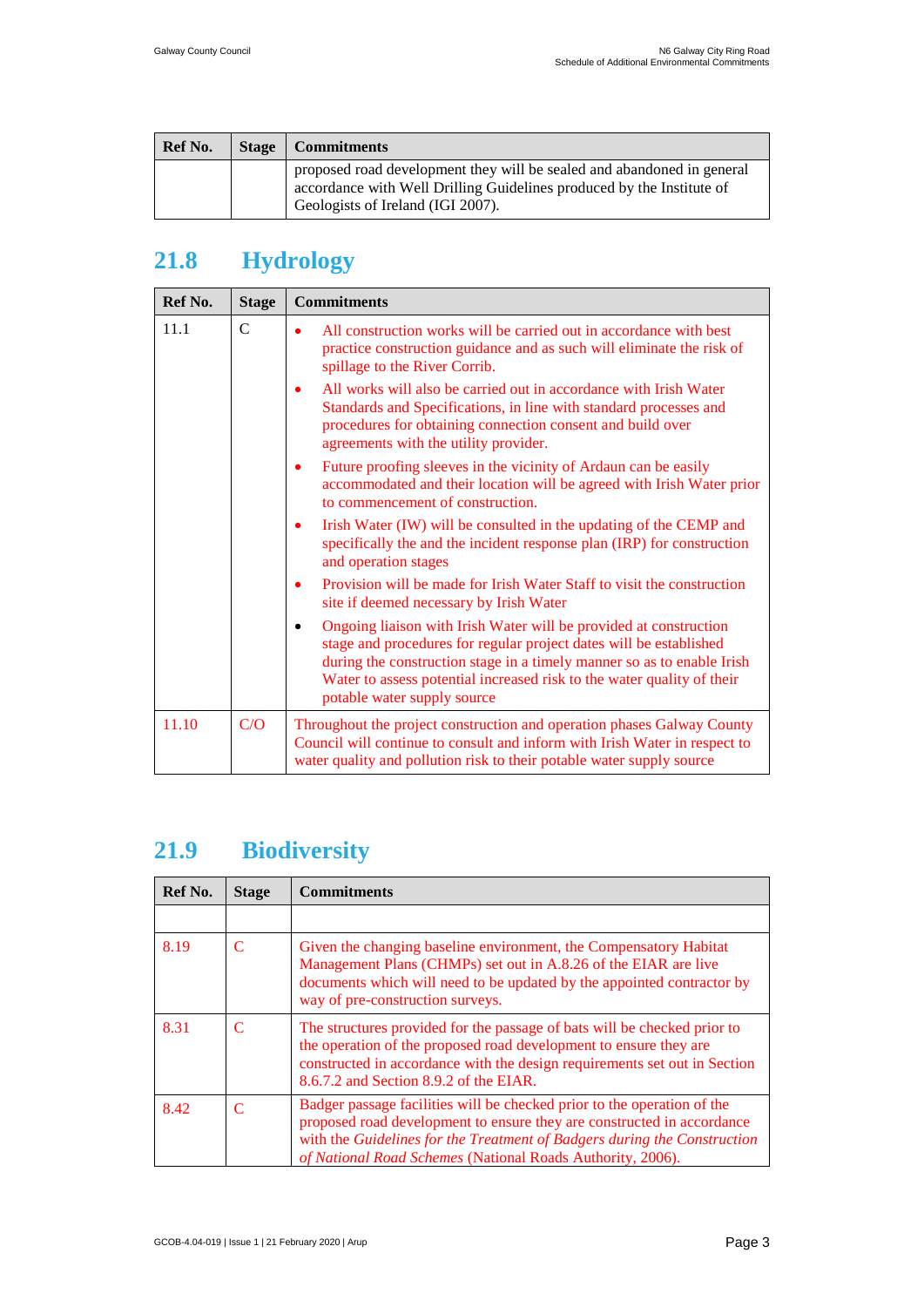| Ref No. | Stage | Commitments |
| --- | --- | --- |
| | | proposed road development they will be sealed and abandoned in general accordance with Well Drilling Guidelines produced by the Institute of Geologists of Ireland (IGI 2007). |

## 21.8 Hydrology

| Ref No. | Stage | Commitments |
| --- | --- | --- |
| 11.1 | C | • All construction works will be carried out in accordance with best practice construction guidance and as such will eliminate the risk of spillage to the River Corrib.<br>• All works will also be carried out in accordance with Irish Water Standards and Specifications, in line with standard processes and procedures for obtaining connection consent and build over agreements with the utility provider.<br>• Future proofing sleeves in the vicinity of Ardaun can be easily accommodated and their location will be agreed with Irish Water prior to commencement of construction.<br>• Irish Water (IW) will be consulted in the updating of the CEMP and specifically the and the incident response plan (IRP) for construction and operation stages<br>• Provision will be made for Irish Water Staff to visit the construction site if deemed necessary by Irish Water<br>• Ongoing liaison with Irish Water will be provided at construction stage and procedures for regular project dates will be established during the construction stage in a timely manner so as to enable Irish Water to assess potential increased risk to the water quality of their potable water supply source |
| 11.10 | C/O | Throughout the project construction and operation phases Galway County Council will continue to consult and inform with Irish Water in respect to water quality and pollution risk to their potable water supply source |

## 21.9 Biodiversity

| Ref No. | Stage | Commitments |
| --- | --- | --- |
| | | |
| 8.19 | C | Given the changing baseline environment, the Compensatory Habitat Management Plans (CHMPs) set out in A.8.26 of the EIAR are live documents which will need to be updated by the appointed contractor by way of pre-construction surveys. |
| 8.31 | C | The structures provided for the passage of bats will be checked prior to the operation of the proposed road development to ensure they are constructed in accordance with the design requirements set out in Section 8.6.7.2 and Section 8.9.2 of the EIAR. |
| 8.42 | C | Badger passage facilities will be checked prior to the operation of the proposed road development to ensure they are constructed in accordance with the *Guidelines for the Treatment of Badgers during the Construction of National Road Schemes* (National Roads Authority, 2006). |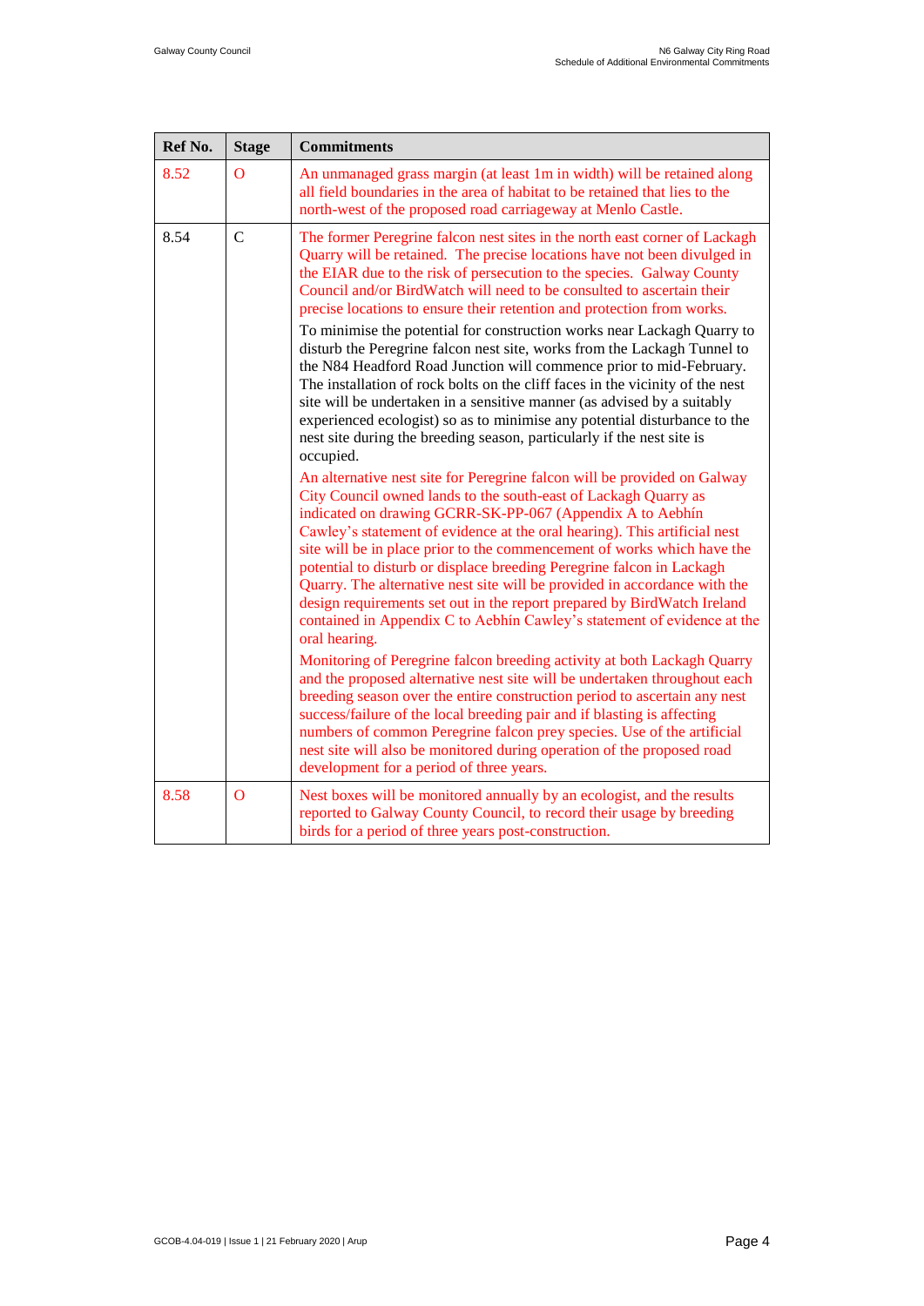| Ref No. | Stage | Commitments |
|---|---|---|
| 8.52 | O | An unmanaged grass margin (at least 1m in width) will be retained along all field boundaries in the area of habitat to be retained that lies to the north-west of the proposed road carriageway at Menlo Castle. |
| 8.54 | C | The former Peregrine falcon nest sites in the north east corner of Lackagh Quarry will be retained. The precise locations have not been divulged in the EIAR due to the risk of persecution to the species. Galway County Council and/or BirdWatch will need to be consulted to ascertain their precise locations to ensure their retention and protection from works.<br><br>To minimise the potential for construction works near Lackagh Quarry to disturb the Peregrine falcon nest site, works from the Lackagh Tunnel to the N84 Headford Road Junction will commence prior to mid-February. The installation of rock bolts on the cliff faces in the vicinity of the nest site will be undertaken in a sensitive manner (as advised by a suitably experienced ecologist) so as to minimise any potential disturbance to the nest site during the breeding season, particularly if the nest site is occupied.<br><br>An alternative nest site for Peregrine falcon will be provided on Galway City Council owned lands to the south-east of Lackagh Quarry as indicated on drawing GCRR-SK-PP-067 (Appendix A to Aebhín Cawley's statement of evidence at the oral hearing). This artificial nest site will be in place prior to the commencement of works which have the potential to disturb or displace breeding Peregrine falcon in Lackagh Quarry. The alternative nest site will be provided in accordance with the design requirements set out in the report prepared by BirdWatch Ireland contained in Appendix C to Aebhin Cawley's statement of evidence at the oral hearing.<br><br>Monitoring of Peregrine falcon breeding activity at both Lackagh Quarry and the proposed alternative nest site will be undertaken throughout each breeding season over the entire construction period to ascertain any nest success/failure of the local breeding pair and if blasting is affecting numbers of common Peregrine falcon prey species. Use of the artificial nest site will also be monitored during operation of the proposed road development for a period of three years. |
| 8.58 | O | Nest boxes will be monitored annually by an ecologist, and the results reported to Galway County Council, to record their usage by breeding birds for a period of three years post-construction. |